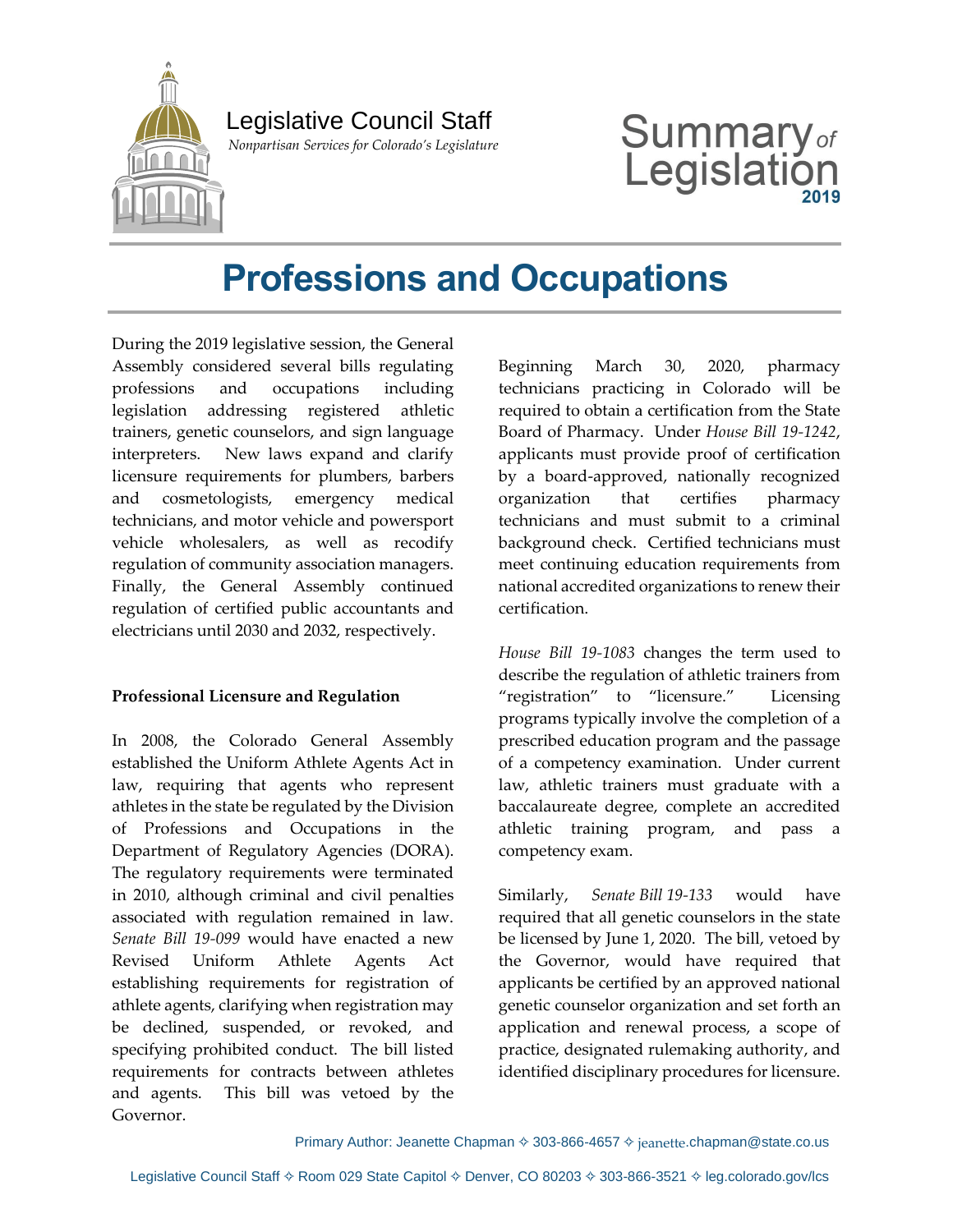Legislative Council Staff

*Nonpartisan Services for Colorado's Legislature*

Summary of Legislation 2019

# Professions and Occupations

During the 2019 legislative session, the General Assembly considered several bills regulating professions and occupations including legislation addressing registered athletic trainers, genetic counselors, and sign language interpreters. New laws expand and clarify licensure requirements for plumbers, barbers and cosmetologists, emergency medical technicians, and motor vehicle and powersport vehicle wholesalers, as well as recodify regulation of community association managers. Finally, the General Assembly continued regulation of certified public accountants and electricians until 2030 and 2032, respectively.

**Professional Licensure and Regulation**

In 2008, the Colorado General Assembly established the Uniform Athlete Agents Act in law, requiring that agents who represent athletes in the state be regulated by the Division of Professions and Occupations in the Department of Regulatory Agencies (DORA). The regulatory requirements were terminated in 2010, although criminal and civil penalties associated with regulation remained in law. *Senate Bill 19-099* would have enacted a new Revised Uniform Athlete Agents Act establishing requirements for registration of athlete agents, clarifying when registration may be declined, suspended, or revoked, and specifying prohibited conduct. The bill listed requirements for contracts between athletes and agents. This bill was vetoed by the Governor.

Beginning March 30, 2020, pharmacy technicians practicing in Colorado will be required to obtain a certification from the State Board of Pharmacy. Under *House Bill 19-1242*, applicants must provide proof of certification by a board-approved, nationally recognized organization that certifies pharmacy technicians and must submit to a criminal background check. Certified technicians must meet continuing education requirements from national accredited organizations to renew their certification.

*House Bill 19-1083* changes the term used to describe the regulation of athletic trainers from "registration" to "licensure." Licensing programs typically involve the completion of a prescribed education program and the passage of a competency examination. Under current law, athletic trainers must graduate with a baccalaureate degree, complete an accredited athletic training program, and pass a competency exam.

Similarly, *Senate Bill 19-133* would have required that all genetic counselors in the state be licensed by June 1, 2020. The bill, vetoed by the Governor, would have required that applicants be certified by an approved national genetic counselor organization and set forth an application and renewal process, a scope of practice, designated rulemaking authority, and identified disciplinary procedures for licensure.

Primary Author: Jeanette Chapman ✧ 303-866-4657 ✧ jeanette.chapman@state.co.us

Legislative Council Staff ✧ Room 029 State Capitol ✧ Denver, CO 80203 ✧ 303-866-3521 ✧ leg.colorado.gov/lcs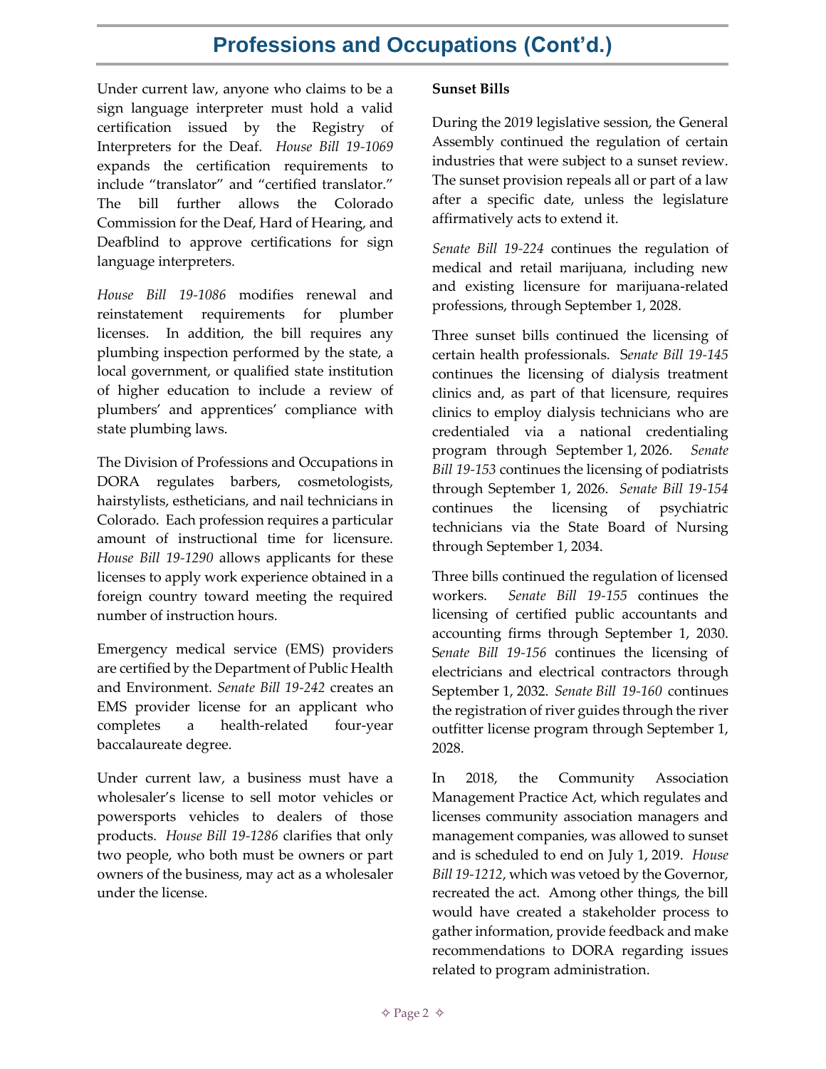# Professions and Occupations (Cont'd.)

Under current law, anyone who claims to be a sign language interpreter must hold a valid certification issued by the Registry of Interpreters for the Deaf. *House Bill 19-1069* expands the certification requirements to include "translator" and "certified translator." The bill further allows the Colorado Commission for the Deaf, Hard of Hearing, and Deafblind to approve certifications for sign language interpreters.

*House Bill 19-1086* modifies renewal and reinstatement requirements for plumber licenses. In addition, the bill requires any plumbing inspection performed by the state, a local government, or qualified state institution of higher education to include a review of plumbers' and apprentices' compliance with state plumbing laws.

The Division of Professions and Occupations in DORA regulates barbers, cosmetologists, hairstylists, estheticians, and nail technicians in Colorado. Each profession requires a particular amount of instructional time for licensure. *House Bill 19-1290* allows applicants for these licenses to apply work experience obtained in a foreign country toward meeting the required number of instruction hours.

Emergency medical service (EMS) providers are certified by the Department of Public Health and Environment. *Senate Bill 19-242* creates an EMS provider license for an applicant who completes a health-related four-year baccalaureate degree.

Under current law, a business must have a wholesaler's license to sell motor vehicles or powersports vehicles to dealers of those products. *House Bill 19-1286* clarifies that only two people, who both must be owners or part owners of the business, may act as a wholesaler under the license.

**Sunset Bills**

During the 2019 legislative session, the General Assembly continued the regulation of certain industries that were subject to a sunset review. The sunset provision repeals all or part of a law after a specific date, unless the legislature affirmatively acts to extend it.

*Senate Bill 19-224* continues the regulation of medical and retail marijuana, including new and existing licensure for marijuana-related professions, through September 1, 2028.

Three sunset bills continued the licensing of certain health professionals. *Senate Bill 19-145* continues the licensing of dialysis treatment clinics and, as part of that licensure, requires clinics to employ dialysis technicians who are credentialed via a national credentialing program through September 1, 2026. *Senate Bill 19-153* continues the licensing of podiatrists through September 1, 2026. *Senate Bill 19-154* continues the licensing of psychiatric technicians via the State Board of Nursing through September 1, 2034.

Three bills continued the regulation of licensed workers. *Senate Bill 19-155* continues the licensing of certified public accountants and accounting firms through September 1, 2030. *Senate Bill 19-156* continues the licensing of electricians and electrical contractors through September 1, 2032. *Senate Bill 19-160* continues the registration of river guides through the river outfitter license program through September 1, 2028.

In 2018, the Community Association Management Practice Act, which regulates and licenses community association managers and management companies, was allowed to sunset and is scheduled to end on July 1, 2019. *House Bill 19-1212*, which was vetoed by the Governor, recreated the act. Among other things, the bill would have created a stakeholder process to gather information, provide feedback and make recommendations to DORA regarding issues related to program administration.